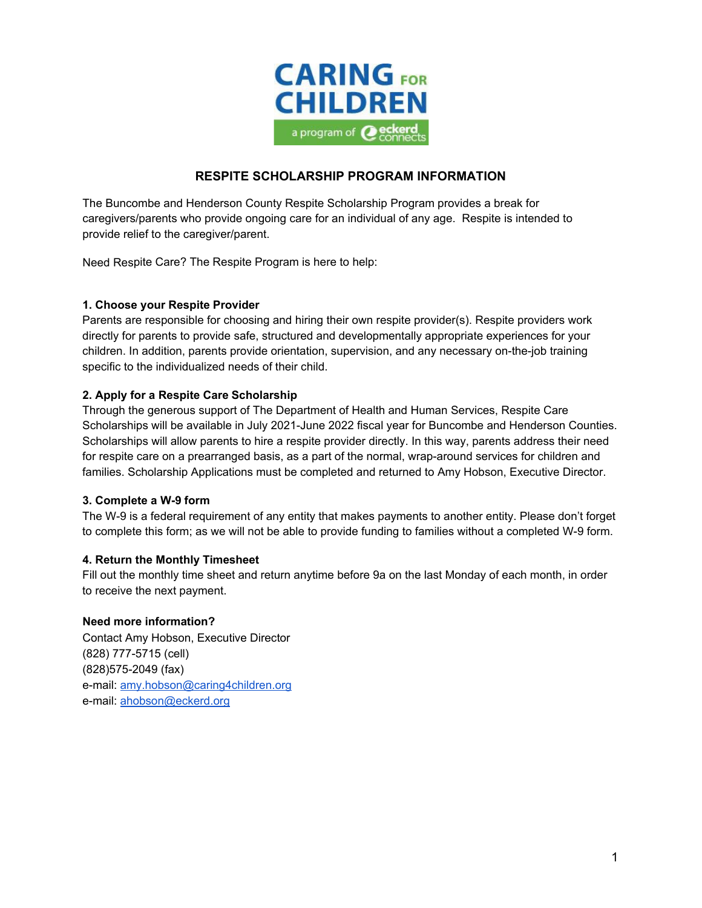CARING FOR CHILDREN

a program of eckerd connects

## RESPITE SCHOLARSHIP PROGRAM INFORMATION

The Buncombe and Henderson County Respite Scholarship Program provides a break for caregivers/parents who provide ongoing care for an individual of any age. Respite is intended to provide relief to the caregiver/parent.

Need Respite Care? The Respite Program is here to help:

**1. Choose your Respite Provider**

Parents are responsible for choosing and hiring their own respite provider(s). Respite providers work directly for parents to provide safe, structured and developmentally appropriate experiences for your children. In addition, parents provide orientation, supervision, and any necessary on-the-job training specific to the individualized needs of their child.

**2. Apply for a Respite Care Scholarship**

Through the generous support of The Department of Health and Human Services, Respite Care Scholarships will be available in July 2021-June 2022 fiscal year for Buncombe and Henderson Counties. Scholarships will allow parents to hire a respite provider directly. In this way, parents address their need for respite care on a prearranged basis, as a part of the normal, wrap-around services for children and families. Scholarship Applications must be completed and returned to Amy Hobson, Executive Director.

**3. Complete a W-9 form**

The W-9 is a federal requirement of any entity that makes payments to another entity. Please don't forget to complete this form; as we will not be able to provide funding to families without a completed W-9 form.

**4. Return the Monthly Timesheet**

Fill out the monthly time sheet and return anytime before 9a on the last Monday of each month, in order to receive the next payment.

**Need more information?**

Contact Amy Hobson, Executive Director
(828) 777-5715 (cell)
(828)575-2049 (fax)
e-mail: amy.hobson@caring4children.org
e-mail: ahobson@eckerd.org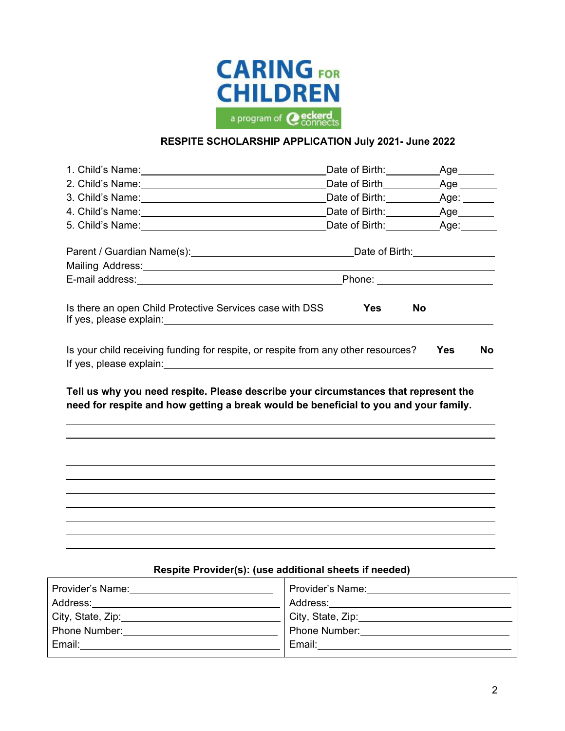CARING FOR CHILDREN

a program of eckerd connects

**RESPITE SCHOLARSHIP APPLICATION July 2021- June 2022**

1. Child's Name:\_\_\_\_\_\_\_\_\_\_\_\_\_\_\_\_\_\_\_\_\_\_\_\_\_\_\_\_\_\_ Date of Birth:\_\_\_\_\_\_\_\_\_\_ Age\_\_\_\_\_\_
2. Child's Name:\_\_\_\_\_\_\_\_\_\_\_\_\_\_\_\_\_\_\_\_\_\_\_\_\_\_\_\_\_\_ Date of Birth\_\_\_\_\_\_\_\_\_\_ Age \_\_\_\_\_\_
3. Child's Name:\_\_\_\_\_\_\_\_\_\_\_\_\_\_\_\_\_\_\_\_\_\_\_\_\_\_\_\_\_\_ Date of Birth:\_\_\_\_\_\_\_\_\_\_ Age: \_\_\_\_\_\_
4. Child's Name:\_\_\_\_\_\_\_\_\_\_\_\_\_\_\_\_\_\_\_\_\_\_\_\_\_\_\_\_\_\_ Date of Birth:\_\_\_\_\_\_\_\_\_\_ Age\_\_\_\_\_\_
5. Child's Name:\_\_\_\_\_\_\_\_\_\_\_\_\_\_\_\_\_\_\_\_\_\_\_\_\_\_\_\_\_\_ Date of Birth:\_\_\_\_\_\_\_\_\_\_ Age:\_\_\_\_\_\_

Parent / Guardian Name(s):\_\_\_\_\_\_\_\_\_\_\_\_\_\_\_\_\_\_\_\_\_\_\_\_\_\_\_\_ Date of Birth:\_\_\_\_\_\_\_\_\_\_\_\_\_\_

Mailing Address:\_\_\_\_\_\_\_\_\_\_\_\_\_\_\_\_\_\_\_\_\_\_\_\_\_\_\_\_\_\_\_\_\_\_\_\_\_\_\_\_\_\_\_\_\_\_\_\_\_\_\_\_\_\_\_\_

E-mail address:\_\_\_\_\_\_\_\_\_\_\_\_\_\_\_\_\_\_\_\_\_\_\_\_\_\_\_\_\_\_\_\_\_\_\_\_\_\_ Phone: \_\_\_\_\_\_\_\_\_\_\_\_\_\_\_\_\_\_\_\_\_

Is there an open Child Protective Services case with DSS **Yes** **No**

If yes, please explain:\_\_\_\_\_\_\_\_\_\_\_\_\_\_\_\_\_\_\_\_\_\_\_\_\_\_\_\_\_\_\_\_\_\_\_\_\_\_\_\_\_\_\_\_\_\_\_\_\_\_\_\_\_\_\_\_

Is your child receiving funding for respite, or respite from any other resources? **Yes** **No**

If yes, please explain:\_\_\_\_\_\_\_\_\_\_\_\_\_\_\_\_\_\_\_\_\_\_\_\_\_\_\_\_\_\_\_\_\_\_\_\_\_\_\_\_\_\_\_\_\_\_\_\_\_\_\_\_\_\_\_\_

**Tell us why you need respite. Please describe your circumstances that represent the need for respite and how getting a break would be beneficial to you and your family.**

\_\_\_\_\_\_\_\_\_\_\_\_\_\_\_\_\_\_\_\_\_\_\_\_\_\_\_\_\_\_\_\_\_\_\_\_\_\_\_\_\_\_\_\_\_\_\_\_\_\_\_\_\_\_\_\_\_\_\_\_\_\_\_\_\_\_\_\_\_\_\_\_\_\_\_\_

\_\_\_\_\_\_\_\_\_\_\_\_\_\_\_\_\_\_\_\_\_\_\_\_\_\_\_\_\_\_\_\_\_\_\_\_\_\_\_\_\_\_\_\_\_\_\_\_\_\_\_\_\_\_\_\_\_\_\_\_\_\_\_\_\_\_\_\_\_\_\_\_\_\_\_\_

\_\_\_\_\_\_\_\_\_\_\_\_\_\_\_\_\_\_\_\_\_\_\_\_\_\_\_\_\_\_\_\_\_\_\_\_\_\_\_\_\_\_\_\_\_\_\_\_\_\_\_\_\_\_\_\_\_\_\_\_\_\_\_\_\_\_\_\_\_\_\_\_\_\_\_\_

\_\_\_\_\_\_\_\_\_\_\_\_\_\_\_\_\_\_\_\_\_\_\_\_\_\_\_\_\_\_\_\_\_\_\_\_\_\_\_\_\_\_\_\_\_\_\_\_\_\_\_\_\_\_\_\_\_\_\_\_\_\_\_\_\_\_\_\_\_\_\_\_\_\_\_\_

\_\_\_\_\_\_\_\_\_\_\_\_\_\_\_\_\_\_\_\_\_\_\_\_\_\_\_\_\_\_\_\_\_\_\_\_\_\_\_\_\_\_\_\_\_\_\_\_\_\_\_\_\_\_\_\_\_\_\_\_\_\_\_\_\_\_\_\_\_\_\_\_\_\_\_\_

\_\_\_\_\_\_\_\_\_\_\_\_\_\_\_\_\_\_\_\_\_\_\_\_\_\_\_\_\_\_\_\_\_\_\_\_\_\_\_\_\_\_\_\_\_\_\_\_\_\_\_\_\_\_\_\_\_\_\_\_\_\_\_\_\_\_\_\_\_\_\_\_\_\_\_\_

\_\_\_\_\_\_\_\_\_\_\_\_\_\_\_\_\_\_\_\_\_\_\_\_\_\_\_\_\_\_\_\_\_\_\_\_\_\_\_\_\_\_\_\_\_\_\_\_\_\_\_\_\_\_\_\_\_\_\_\_\_\_\_\_\_\_\_\_\_\_\_\_\_\_\_\_

\_\_\_\_\_\_\_\_\_\_\_\_\_\_\_\_\_\_\_\_\_\_\_\_\_\_\_\_\_\_\_\_\_\_\_\_\_\_\_\_\_\_\_\_\_\_\_\_\_\_\_\_\_\_\_\_\_\_\_\_\_\_\_\_\_\_\_\_\_\_\_\_\_\_\_\_

\_\_\_\_\_\_\_\_\_\_\_\_\_\_\_\_\_\_\_\_\_\_\_\_\_\_\_\_\_\_\_\_\_\_\_\_\_\_\_\_\_\_\_\_\_\_\_\_\_\_\_\_\_\_\_\_\_\_\_\_\_\_\_\_\_\_\_\_\_\_\_\_\_\_\_\_

\_\_\_\_\_\_\_\_\_\_\_\_\_\_\_\_\_\_\_\_\_\_\_\_\_\_\_\_\_\_\_\_\_\_\_\_\_\_\_\_\_\_\_\_\_\_\_\_\_\_\_\_\_\_\_\_\_\_\_\_\_\_\_\_\_\_\_\_\_\_\_\_\_\_\_\_

**Respite Provider(s): (use additional sheets if needed)**

| | |
|---|---|
| Provider's Name:\_\_\_\_\_\_\_\_\_\_\_\_\_\_\_\_\_\_\_\_ | Provider's Name:\_\_\_\_\_\_\_\_\_\_\_\_\_\_\_\_\_\_\_\_ |
| Address:\_\_\_\_\_\_\_\_\_\_\_\_\_\_\_\_\_\_\_\_ | Address:\_\_\_\_\_\_\_\_\_\_\_\_\_\_\_\_\_\_\_\_ |
| City, State, Zip:\_\_\_\_\_\_\_\_\_\_\_\_\_\_\_\_\_\_\_\_ | City, State, Zip:\_\_\_\_\_\_\_\_\_\_\_\_\_\_\_\_\_\_\_\_ |
| Phone Number:\_\_\_\_\_\_\_\_\_\_\_\_\_\_\_\_\_\_\_\_ | Phone Number:\_\_\_\_\_\_\_\_\_\_\_\_\_\_\_\_\_\_\_\_ |
| Email:\_\_\_\_\_\_\_\_\_\_\_\_\_\_\_\_\_\_\_\_ | Email:\_\_\_\_\_\_\_\_\_\_\_\_\_\_\_\_\_\_\_\_ |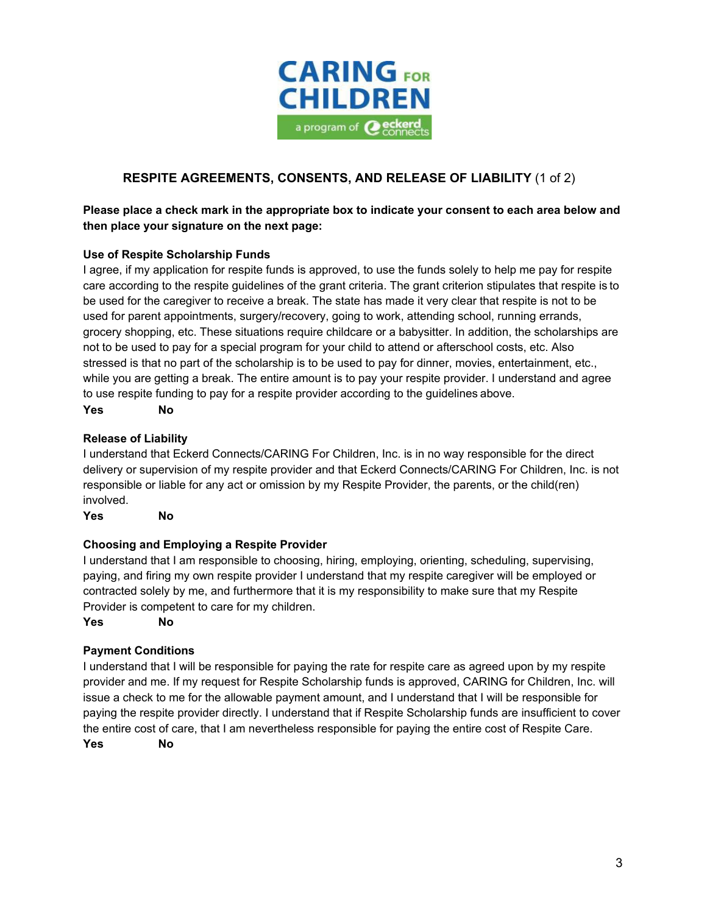CARING FOR CHILDREN

a program of eckerd connects

## RESPITE AGREEMENTS, CONSENTS, AND RELEASE OF LIABILITY (1 of 2)

**Please place a check mark in the appropriate box to indicate your consent to each area below and then place your signature on the next page:**

**Use of Respite Scholarship Funds**

I agree, if my application for respite funds is approved, to use the funds solely to help me pay for respite care according to the respite guidelines of the grant criteria. The grant criterion stipulates that respite is to be used for the caregiver to receive a break. The state has made it very clear that respite is not to be used for parent appointments, surgery/recovery, going to work, attending school, running errands, grocery shopping, etc. These situations require childcare or a babysitter. In addition, the scholarships are not to be used to pay for a special program for your child to attend or afterschool costs, etc. Also stressed is that no part of the scholarship is to be used to pay for dinner, movies, entertainment, etc., while you are getting a break. The entire amount is to pay your respite provider. I understand and agree to use respite funding to pay for a respite provider according to the guidelines above.

**Yes** **No**

**Release of Liability**

I understand that Eckerd Connects/CARING For Children, Inc. is in no way responsible for the direct delivery or supervision of my respite provider and that Eckerd Connects/CARING For Children, Inc. is not responsible or liable for any act or omission by my Respite Provider, the parents, or the child(ren) involved.

**Yes** **No**

**Choosing and Employing a Respite Provider**

I understand that I am responsible to choosing, hiring, employing, orienting, scheduling, supervising, paying, and firing my own respite provider I understand that my respite caregiver will be employed or contracted solely by me, and furthermore that it is my responsibility to make sure that my Respite Provider is competent to care for my children.

**Yes** **No**

**Payment Conditions**

I understand that I will be responsible for paying the rate for respite care as agreed upon by my respite provider and me. If my request for Respite Scholarship funds is approved, CARING for Children, Inc. will issue a check to me for the allowable payment amount, and I understand that I will be responsible for paying the respite provider directly. I understand that if Respite Scholarship funds are insufficient to cover the entire cost of care, that I am nevertheless responsible for paying the entire cost of Respite Care.

**Yes** **No**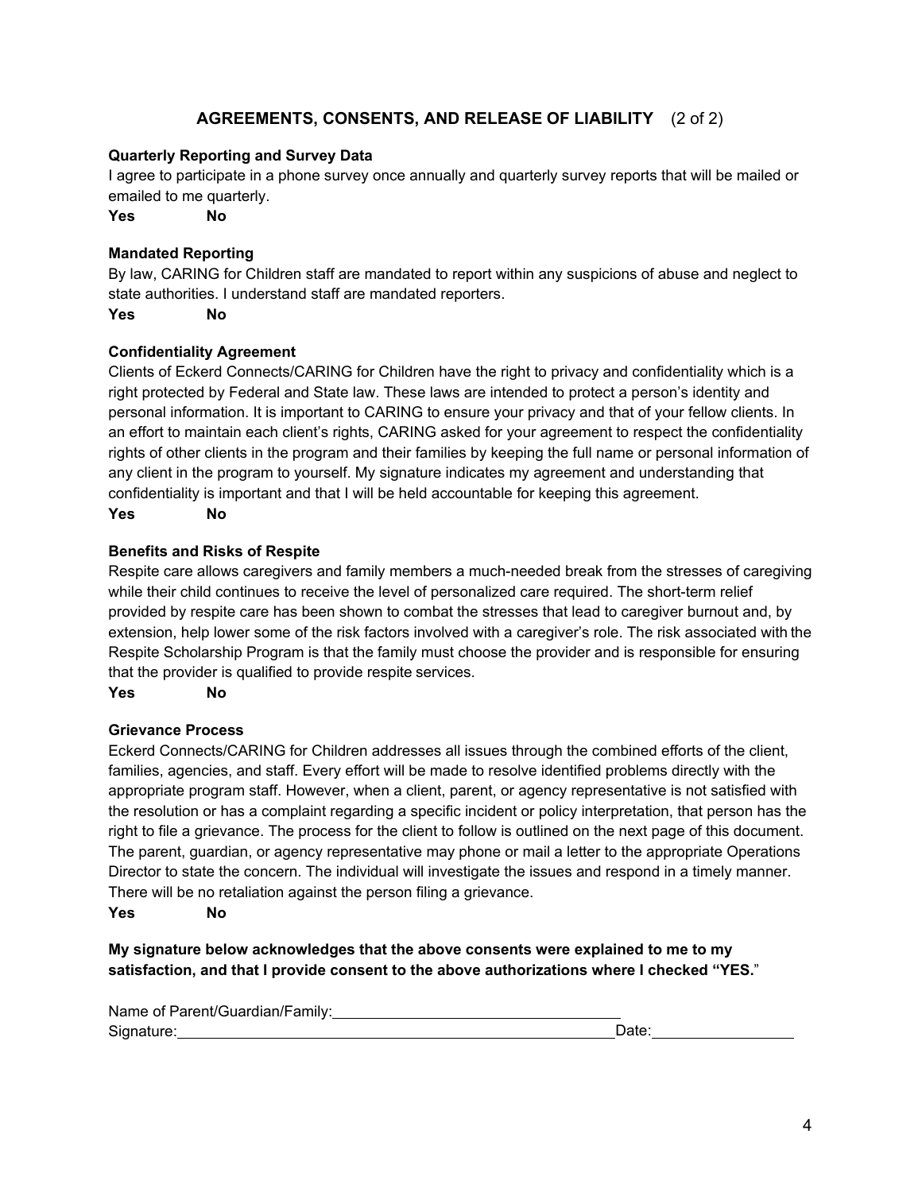## AGREEMENTS, CONSENTS, AND RELEASE OF LIABILITY (2 of 2)

**Quarterly Reporting and Survey Data**

I agree to participate in a phone survey once annually and quarterly survey reports that will be mailed or emailed to me quarterly.

**Yes** **No**

**Mandated Reporting**

By law, CARING for Children staff are mandated to report within any suspicions of abuse and neglect to state authorities. I understand staff are mandated reporters.

**Yes** **No**

**Confidentiality Agreement**

Clients of Eckerd Connects/CARING for Children have the right to privacy and confidentiality which is a right protected by Federal and State law. These laws are intended to protect a person's identity and personal information. It is important to CARING to ensure your privacy and that of your fellow clients. In an effort to maintain each client's rights, CARING asked for your agreement to respect the confidentiality rights of other clients in the program and their families by keeping the full name or personal information of any client in the program to yourself. My signature indicates my agreement and understanding that confidentiality is important and that I will be held accountable for keeping this agreement.

**Yes** **No**

**Benefits and Risks of Respite**

Respite care allows caregivers and family members a much-needed break from the stresses of caregiving while their child continues to receive the level of personalized care required. The short-term relief provided by respite care has been shown to combat the stresses that lead to caregiver burnout and, by extension, help lower some of the risk factors involved with a caregiver's role. The risk associated with the Respite Scholarship Program is that the family must choose the provider and is responsible for ensuring that the provider is qualified to provide respite services.

**Yes** **No**

**Grievance Process**

Eckerd Connects/CARING for Children addresses all issues through the combined efforts of the client, families, agencies, and staff. Every effort will be made to resolve identified problems directly with the appropriate program staff. However, when a client, parent, or agency representative is not satisfied with the resolution or has a complaint regarding a specific incident or policy interpretation, that person has the right to file a grievance. The process for the client to follow is outlined on the next page of this document. The parent, guardian, or agency representative may phone or mail a letter to the appropriate Operations Director to state the concern. The individual will investigate the issues and respond in a timely manner. There will be no retaliation against the person filing a grievance.

**Yes** **No**

**My signature below acknowledges that the above consents were explained to me to my satisfaction, and that I provide consent to the above authorizations where I checked "YES."**

Name of Parent/Guardian/Family: ______________________________

Signature: ______________________________________________ Date: ______________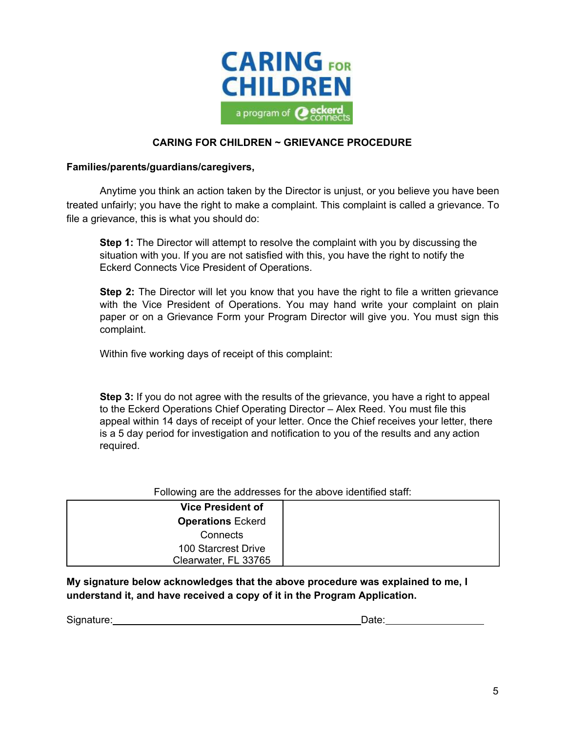**CARING FOR CHILDREN ~ GRIEVANCE PROCEDURE**

**Families/parents/guardians/caregivers,**

Anytime you think an action taken by the Director is unjust, or you believe you have been treated unfairly; you have the right to make a complaint. This complaint is called a grievance. To file a grievance, this is what you should do:

**Step 1:** The Director will attempt to resolve the complaint with you by discussing the situation with you. If you are not satisfied with this, you have the right to notify the Eckerd Connects Vice President of Operations.

**Step 2:** The Director will let you know that you have the right to file a written grievance with the Vice President of Operations. You may hand write your complaint on plain paper or on a Grievance Form your Program Director will give you. You must sign this complaint.

Within five working days of receipt of this complaint:

**Step 3:** If you do not agree with the results of the grievance, you have a right to appeal to the Eckerd Operations Chief Operating Director – Alex Reed. You must file this appeal within 14 days of receipt of your letter. Once the Chief receives your letter, there is a 5 day period for investigation and notification to you of the results and any action required.

Following are the addresses for the above identified staff:

| **Vice President of Operations** Eckerd Connects<br>100 Starcrest Drive<br>Clearwater, FL 33765 | |
|---|---|

**My signature below acknowledges that the above procedure was explained to me, I understand it, and have received a copy of it in the Program Application.**

Signature:\_\_\_\_\_\_\_\_\_\_\_\_\_\_\_\_\_\_\_\_\_\_\_\_\_\_\_\_\_\_\_\_\_\_\_\_\_\_\_\_ Date:\_\_\_\_\_\_\_\_\_\_\_\_\_\_\_\_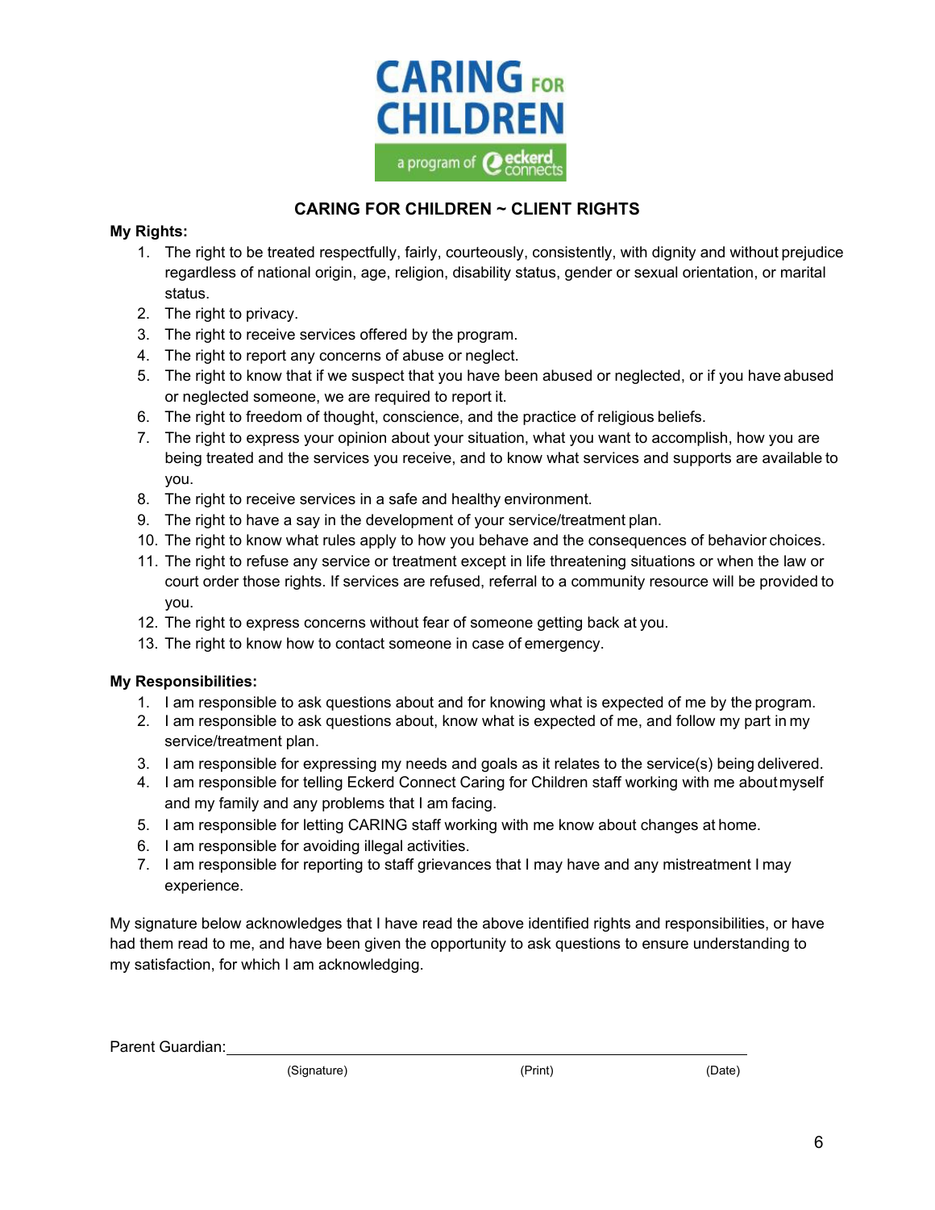CARING FOR CHILDREN

a program of eckerd connects

## CARING FOR CHILDREN ~ CLIENT RIGHTS

**My Rights:**

1. The right to be treated respectfully, fairly, courteously, consistently, with dignity and without prejudice regardless of national origin, age, religion, disability status, gender or sexual orientation, or marital status.
2. The right to privacy.
3. The right to receive services offered by the program.
4. The right to report any concerns of abuse or neglect.
5. The right to know that if we suspect that you have been abused or neglected, or if you have abused or neglected someone, we are required to report it.
6. The right to freedom of thought, conscience, and the practice of religious beliefs.
7. The right to express your opinion about your situation, what you want to accomplish, how you are being treated and the services you receive, and to know what services and supports are available to you.
8. The right to receive services in a safe and healthy environment.
9. The right to have a say in the development of your service/treatment plan.
10. The right to know what rules apply to how you behave and the consequences of behavior choices.
11. The right to refuse any service or treatment except in life threatening situations or when the law or court order those rights. If services are refused, referral to a community resource will be provided to you.
12. The right to express concerns without fear of someone getting back at you.
13. The right to know how to contact someone in case of emergency.

**My Responsibilities:**

1. I am responsible to ask questions about and for knowing what is expected of me by the program.
2. I am responsible to ask questions about, know what is expected of me, and follow my part in my service/treatment plan.
3. I am responsible for expressing my needs and goals as it relates to the service(s) being delivered.
4. I am responsible for telling Eckerd Connect Caring for Children staff working with me about myself and my family and any problems that I am facing.
5. I am responsible for letting CARING staff working with me know about changes at home.
6. I am responsible for avoiding illegal activities.
7. I am responsible for reporting to staff grievances that I may have and any mistreatment I may experience.

My signature below acknowledges that I have read the above identified rights and responsibilities, or have had them read to me, and have been given the opportunity to ask questions to ensure understanding to my satisfaction, for which I am acknowledging.

Parent Guardian:\_\_\_\_\_\_\_\_\_\_\_\_\_\_\_\_\_\_\_\_\_\_\_\_\_\_\_\_\_\_\_\_\_\_\_\_\_\_\_\_\_\_\_\_\_\_\_\_\_\_\_\_\_\_\_\_\_\_

(Signature) (Print) (Date)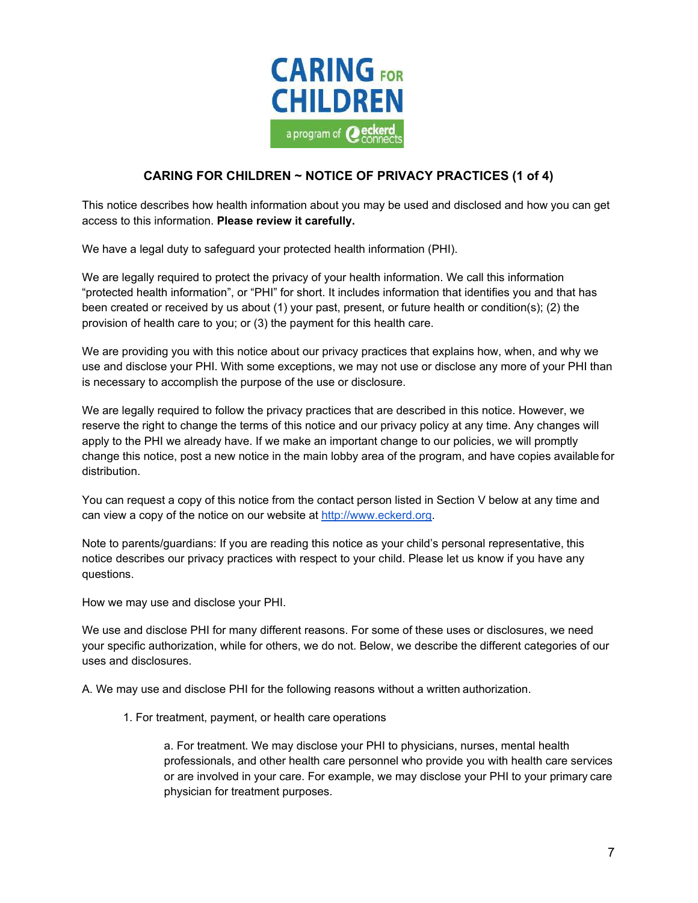## CARING FOR CHILDREN ~ NOTICE OF PRIVACY PRACTICES (1 of 4)

This notice describes how health information about you may be used and disclosed and how you can get access to this information. **Please review it carefully.**

We have a legal duty to safeguard your protected health information (PHI).

We are legally required to protect the privacy of your health information. We call this information "protected health information", or "PHI" for short. It includes information that identifies you and that has been created or received by us about (1) your past, present, or future health or condition(s); (2) the provision of health care to you; or (3) the payment for this health care.

We are providing you with this notice about our privacy practices that explains how, when, and why we use and disclose your PHI. With some exceptions, we may not use or disclose any more of your PHI than is necessary to accomplish the purpose of the use or disclosure.

We are legally required to follow the privacy practices that are described in this notice. However, we reserve the right to change the terms of this notice and our privacy policy at any time. Any changes will apply to the PHI we already have. If we make an important change to our policies, we will promptly change this notice, post a new notice in the main lobby area of the program, and have copies available for distribution.

You can request a copy of this notice from the contact person listed in Section V below at any time and can view a copy of the notice on our website at http://www.eckerd.org.

Note to parents/guardians: If you are reading this notice as your child's personal representative, this notice describes our privacy practices with respect to your child. Please let us know if you have any questions.

How we may use and disclose your PHI.

We use and disclose PHI for many different reasons. For some of these uses or disclosures, we need your specific authorization, while for others, we do not. Below, we describe the different categories of our uses and disclosures.

A. We may use and disclose PHI for the following reasons without a written authorization.

1. For treatment, payment, or health care operations

    a. For treatment. We may disclose your PHI to physicians, nurses, mental health professionals, and other health care personnel who provide you with health care services or are involved in your care. For example, we may disclose your PHI to your primary care physician for treatment purposes.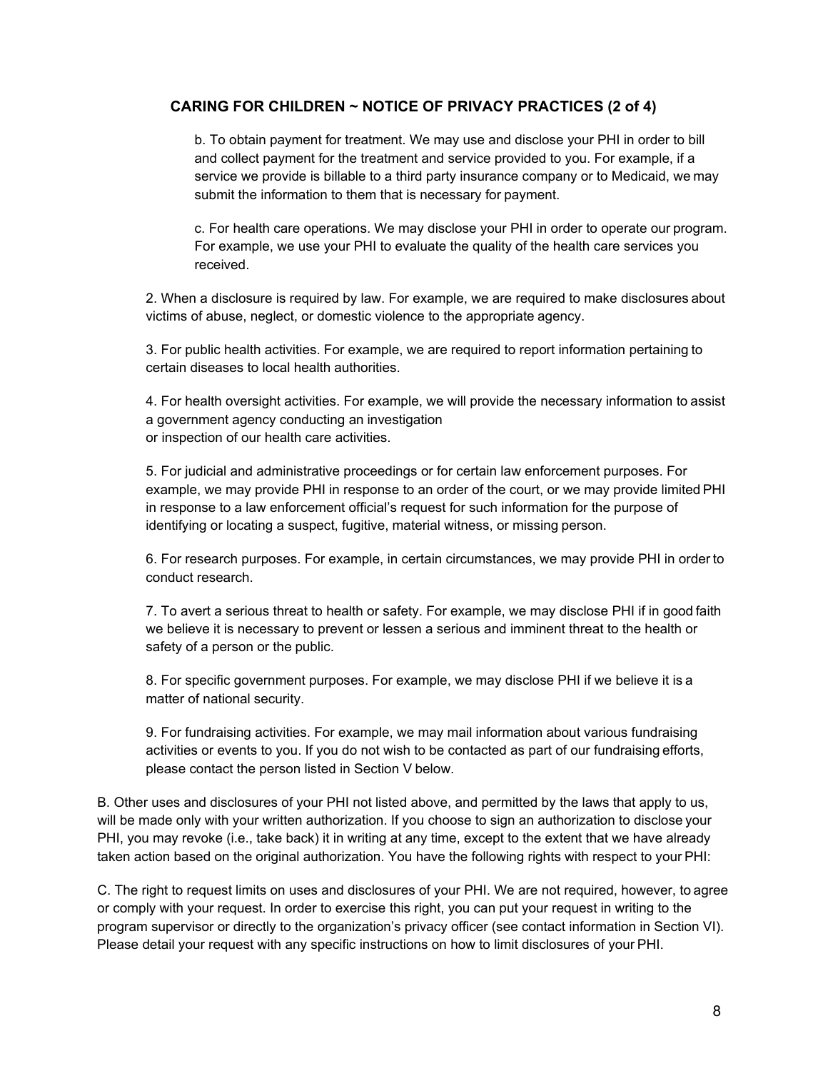## CARING FOR CHILDREN ~ NOTICE OF PRIVACY PRACTICES (2 of 4)

b. To obtain payment for treatment. We may use and disclose your PHI in order to bill and collect payment for the treatment and service provided to you. For example, if a service we provide is billable to a third party insurance company or to Medicaid, we may submit the information to them that is necessary for payment.

c. For health care operations. We may disclose your PHI in order to operate our program. For example, we use your PHI to evaluate the quality of the health care services you received.

2. When a disclosure is required by law. For example, we are required to make disclosures about victims of abuse, neglect, or domestic violence to the appropriate agency.

3. For public health activities. For example, we are required to report information pertaining to certain diseases to local health authorities.

4. For health oversight activities. For example, we will provide the necessary information to assist a government agency conducting an investigation or inspection of our health care activities.

5. For judicial and administrative proceedings or for certain law enforcement purposes. For example, we may provide PHI in response to an order of the court, or we may provide limited PHI in response to a law enforcement official's request for such information for the purpose of identifying or locating a suspect, fugitive, material witness, or missing person.

6. For research purposes. For example, in certain circumstances, we may provide PHI in order to conduct research.

7. To avert a serious threat to health or safety. For example, we may disclose PHI if in good faith we believe it is necessary to prevent or lessen a serious and imminent threat to the health or safety of a person or the public.

8. For specific government purposes. For example, we may disclose PHI if we believe it is a matter of national security.

9. For fundraising activities. For example, we may mail information about various fundraising activities or events to you. If you do not wish to be contacted as part of our fundraising efforts, please contact the person listed in Section V below.

B. Other uses and disclosures of your PHI not listed above, and permitted by the laws that apply to us, will be made only with your written authorization. If you choose to sign an authorization to disclose your PHI, you may revoke (i.e., take back) it in writing at any time, except to the extent that we have already taken action based on the original authorization. You have the following rights with respect to your PHI:

C. The right to request limits on uses and disclosures of your PHI. We are not required, however, to agree or comply with your request. In order to exercise this right, you can put your request in writing to the program supervisor or directly to the organization's privacy officer (see contact information in Section VI). Please detail your request with any specific instructions on how to limit disclosures of your PHI.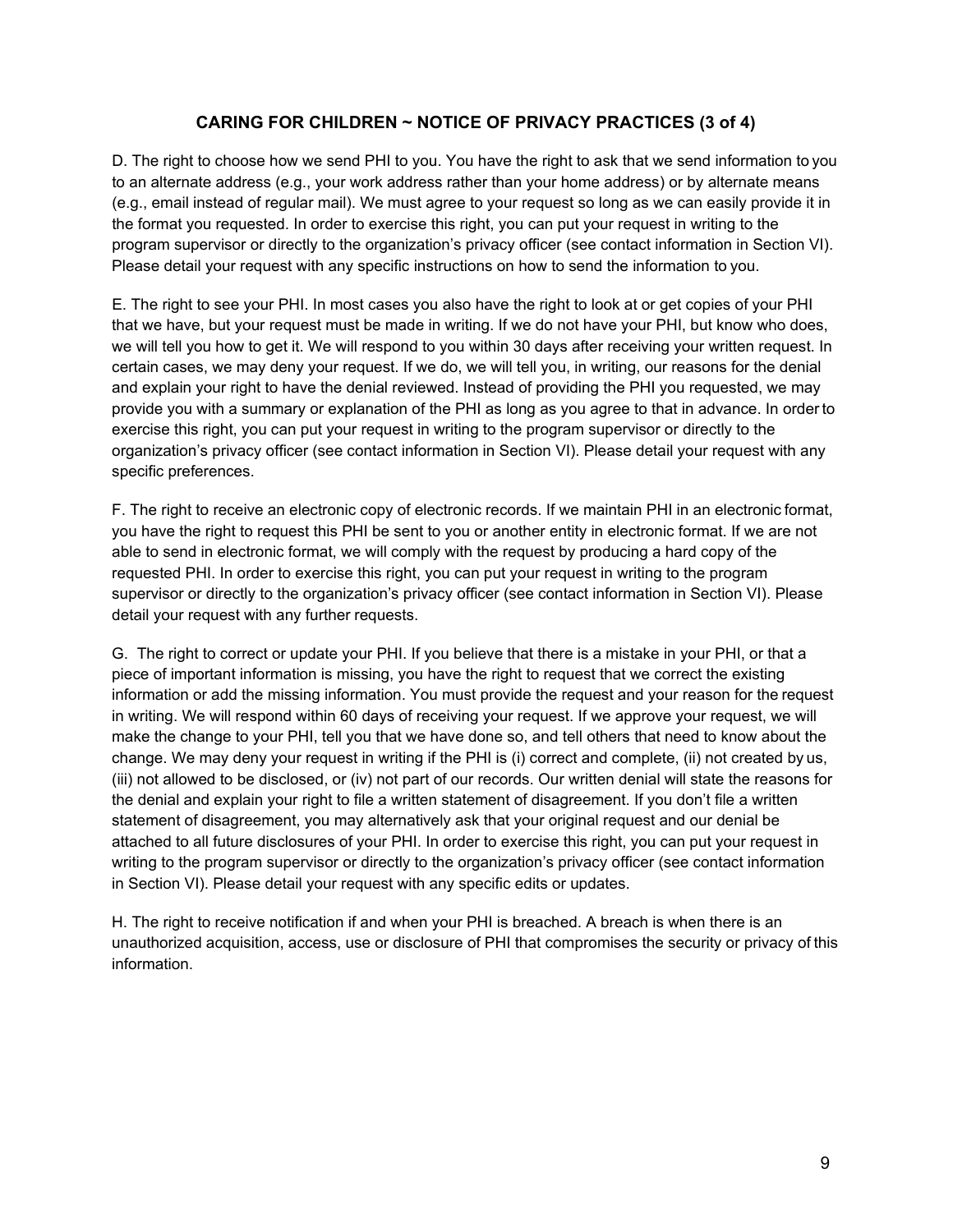## CARING FOR CHILDREN ~ NOTICE OF PRIVACY PRACTICES (3 of 4)

D. The right to choose how we send PHI to you. You have the right to ask that we send information to you to an alternate address (e.g., your work address rather than your home address) or by alternate means (e.g., email instead of regular mail). We must agree to your request so long as we can easily provide it in the format you requested. In order to exercise this right, you can put your request in writing to the program supervisor or directly to the organization's privacy officer (see contact information in Section VI). Please detail your request with any specific instructions on how to send the information to you.

E. The right to see your PHI. In most cases you also have the right to look at or get copies of your PHI that we have, but your request must be made in writing. If we do not have your PHI, but know who does, we will tell you how to get it. We will respond to you within 30 days after receiving your written request. In certain cases, we may deny your request. If we do, we will tell you, in writing, our reasons for the denial and explain your right to have the denial reviewed. Instead of providing the PHI you requested, we may provide you with a summary or explanation of the PHI as long as you agree to that in advance. In order to exercise this right, you can put your request in writing to the program supervisor or directly to the organization's privacy officer (see contact information in Section VI). Please detail your request with any specific preferences.

F. The right to receive an electronic copy of electronic records. If we maintain PHI in an electronic format, you have the right to request this PHI be sent to you or another entity in electronic format. If we are not able to send in electronic format, we will comply with the request by producing a hard copy of the requested PHI. In order to exercise this right, you can put your request in writing to the program supervisor or directly to the organization's privacy officer (see contact information in Section VI). Please detail your request with any further requests.

G. The right to correct or update your PHI. If you believe that there is a mistake in your PHI, or that a piece of important information is missing, you have the right to request that we correct the existing information or add the missing information. You must provide the request and your reason for the request in writing. We will respond within 60 days of receiving your request. If we approve your request, we will make the change to your PHI, tell you that we have done so, and tell others that need to know about the change. We may deny your request in writing if the PHI is (i) correct and complete, (ii) not created by us, (iii) not allowed to be disclosed, or (iv) not part of our records. Our written denial will state the reasons for the denial and explain your right to file a written statement of disagreement. If you don't file a written statement of disagreement, you may alternatively ask that your original request and our denial be attached to all future disclosures of your PHI. In order to exercise this right, you can put your request in writing to the program supervisor or directly to the organization's privacy officer (see contact information in Section VI). Please detail your request with any specific edits or updates.

H. The right to receive notification if and when your PHI is breached. A breach is when there is an unauthorized acquisition, access, use or disclosure of PHI that compromises the security or privacy of this information.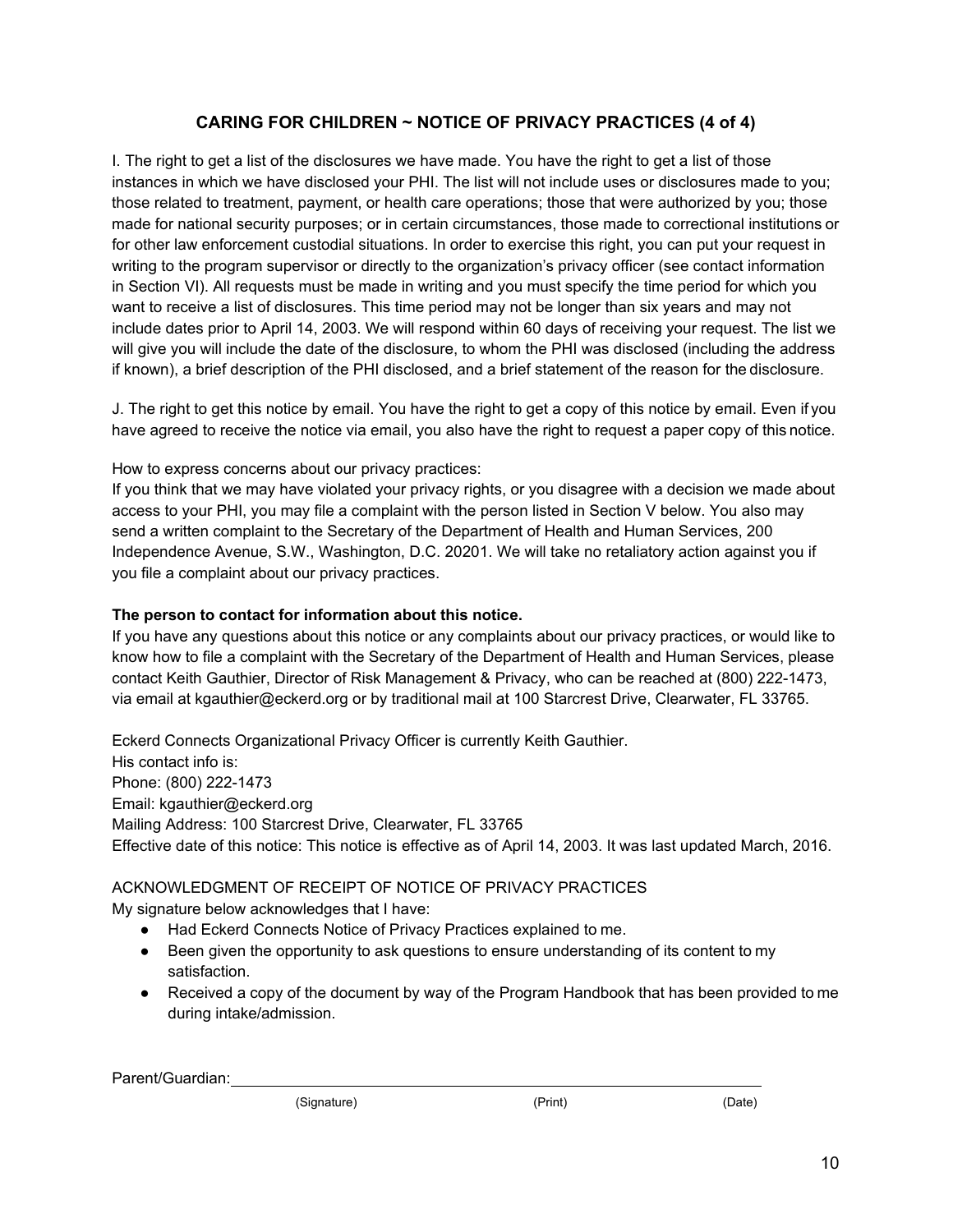## CARING FOR CHILDREN ~ NOTICE OF PRIVACY PRACTICES (4 of 4)

I. The right to get a list of the disclosures we have made. You have the right to get a list of those instances in which we have disclosed your PHI. The list will not include uses or disclosures made to you; those related to treatment, payment, or health care operations; those that were authorized by you; those made for national security purposes; or in certain circumstances, those made to correctional institutions or for other law enforcement custodial situations. In order to exercise this right, you can put your request in writing to the program supervisor or directly to the organization's privacy officer (see contact information in Section VI). All requests must be made in writing and you must specify the time period for which you want to receive a list of disclosures. This time period may not be longer than six years and may not include dates prior to April 14, 2003. We will respond within 60 days of receiving your request. The list we will give you will include the date of the disclosure, to whom the PHI was disclosed (including the address if known), a brief description of the PHI disclosed, and a brief statement of the reason for the disclosure.

J. The right to get this notice by email. You have the right to get a copy of this notice by email. Even if you have agreed to receive the notice via email, you also have the right to request a paper copy of this notice.

How to express concerns about our privacy practices:
If you think that we may have violated your privacy rights, or you disagree with a decision we made about access to your PHI, you may file a complaint with the person listed in Section V below. You also may send a written complaint to the Secretary of the Department of Health and Human Services, 200 Independence Avenue, S.W., Washington, D.C. 20201. We will take no retaliatory action against you if you file a complaint about our privacy practices.

**The person to contact for information about this notice.**
If you have any questions about this notice or any complaints about our privacy practices, or would like to know how to file a complaint with the Secretary of the Department of Health and Human Services, please contact Keith Gauthier, Director of Risk Management & Privacy, who can be reached at (800) 222-1473, via email at kgauthier@eckerd.org or by traditional mail at 100 Starcrest Drive, Clearwater, FL 33765.

Eckerd Connects Organizational Privacy Officer is currently Keith Gauthier.
His contact info is:
Phone: (800) 222-1473
Email: kgauthier@eckerd.org
Mailing Address: 100 Starcrest Drive, Clearwater, FL 33765
Effective date of this notice: This notice is effective as of April 14, 2003. It was last updated March, 2016.

ACKNOWLEDGMENT OF RECEIPT OF NOTICE OF PRIVACY PRACTICES
My signature below acknowledges that I have:

- Had Eckerd Connects Notice of Privacy Practices explained to me.
- Been given the opportunity to ask questions to ensure understanding of its content to my satisfaction.
- Received a copy of the document by way of the Program Handbook that has been provided to me during intake/admission.

Parent/Guardian: ______________________________________________

(Signature) (Print) (Date)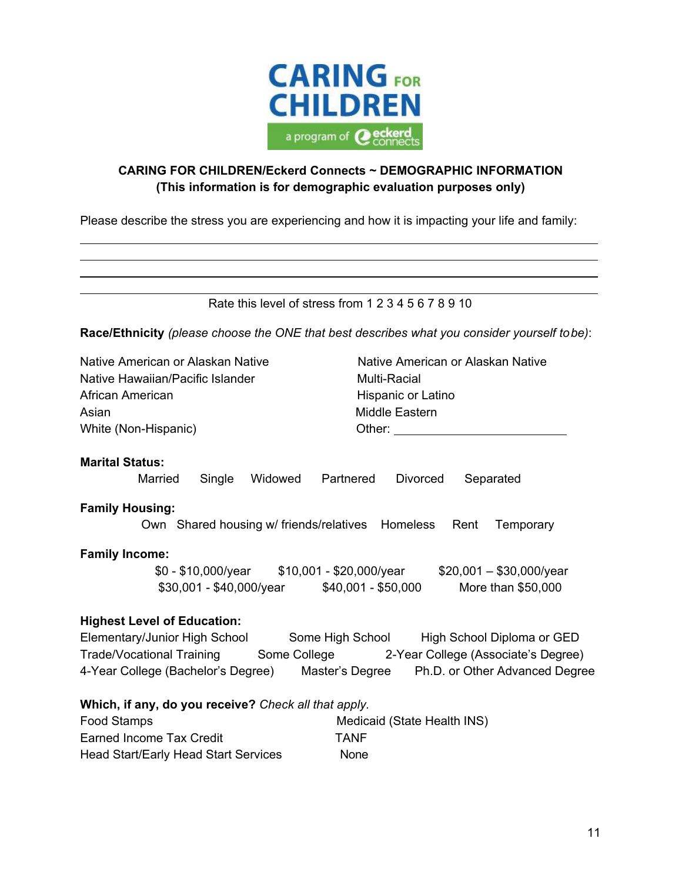CARING FOR CHILDREN

a program of eckerd connects

**CARING FOR CHILDREN/Eckerd Connects ~ DEMOGRAPHIC INFORMATION**
**(This information is for demographic evaluation purposes only)**

Please describe the stress you are experiencing and how it is impacting your life and family:

_______________________________________________________________

_______________________________________________________________

_______________________________________________________________

_______________________________________________________________

Rate this level of stress from 1 2 3 4 5 6 7 8 9 10

**Race/Ethnicity** *(please choose the ONE that best describes what you consider yourself to be)*:

Native American or Alaskan Native
Native Hawaiian/Pacific Islander
African American
Asian
White (Non-Hispanic)
Native American or Alaskan Native
Multi-Racial
Hispanic or Latino
Middle Eastern
Other: ____________________

**Marital Status:**

Married Single Widowed Partnered Divorced Separated

**Family Housing:**

Own Shared housing w/ friends/relatives Homeless Rent Temporary

**Family Income:**

$0 - $10,000/year $10,001 - $20,000/year $20,001 – $30,000/year
$30,001 - $40,000/year $40,001 - $50,000 More than $50,000

**Highest Level of Education:**

Elementary/Junior High School Some High School High School Diploma or GED
Trade/Vocational Training Some College 2-Year College (Associate's Degree)
4-Year College (Bachelor's Degree) Master's Degree Ph.D. or Other Advanced Degree

**Which, if any, do you receive?** *Check all that apply.*

Food Stamps
Earned Income Tax Credit
Head Start/Early Head Start Services
Medicaid (State Health INS)
TANF
None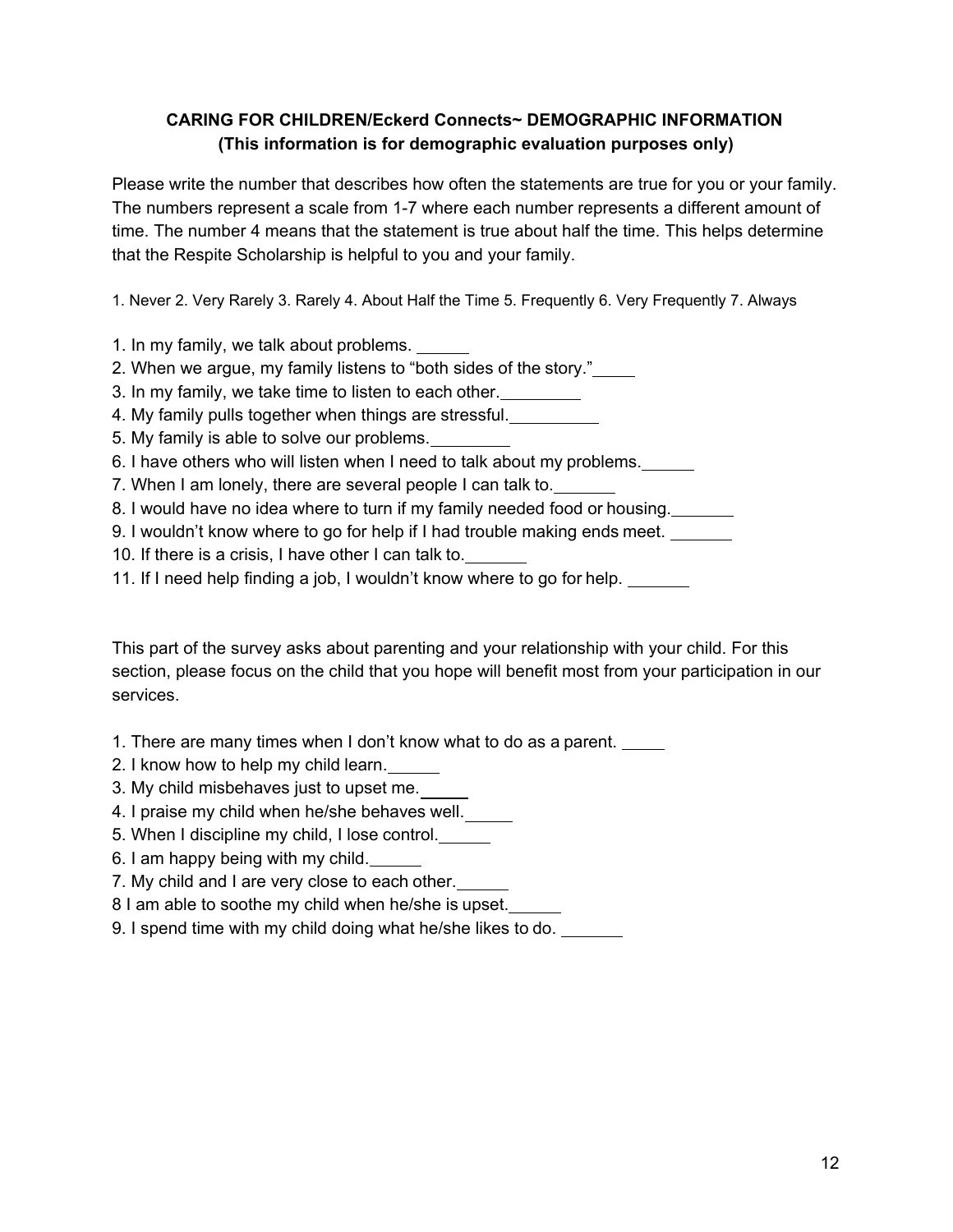**CARING FOR CHILDREN/Eckerd Connects~ DEMOGRAPHIC INFORMATION**
**(This information is for demographic evaluation purposes only)**

Please write the number that describes how often the statements are true for you or your family. The numbers represent a scale from 1-7 where each number represents a different amount of time. The number 4 means that the statement is true about half the time. This helps determine that the Respite Scholarship is helpful to you and your family.

1. Never 2. Very Rarely 3. Rarely 4. About Half the Time 5. Frequently 6. Very Frequently 7. Always

1. In my family, we talk about problems. ______
2. When we argue, my family listens to "both sides of the story."_____
3. In my family, we take time to listen to each other._________
4. My family pulls together when things are stressful.__________
5. My family is able to solve our problems._________
6. I have others who will listen when I need to talk about my problems.______
7. When I am lonely, there are several people I can talk to._______
8. I would have no idea where to turn if my family needed food or housing._______
9. I wouldn't know where to go for help if I had trouble making ends meet. _______
10. If there is a crisis, I have other I can talk to._______
11. If I need help finding a job, I wouldn't know where to go for help. _______

This part of the survey asks about parenting and your relationship with your child. For this section, please focus on the child that you hope will benefit most from your participation in our services.

1. There are many times when I don't know what to do as a parent. _____
2. I know how to help my child learn.______
3. My child misbehaves just to upset me._____
4. I praise my child when he/she behaves well._____
5. When I discipline my child, I lose control.______
6. I am happy being with my child.______
7. My child and I are very close to each other.______
8 I am able to soothe my child when he/she is upset.______
9. I spend time with my child doing what he/she likes to do. _______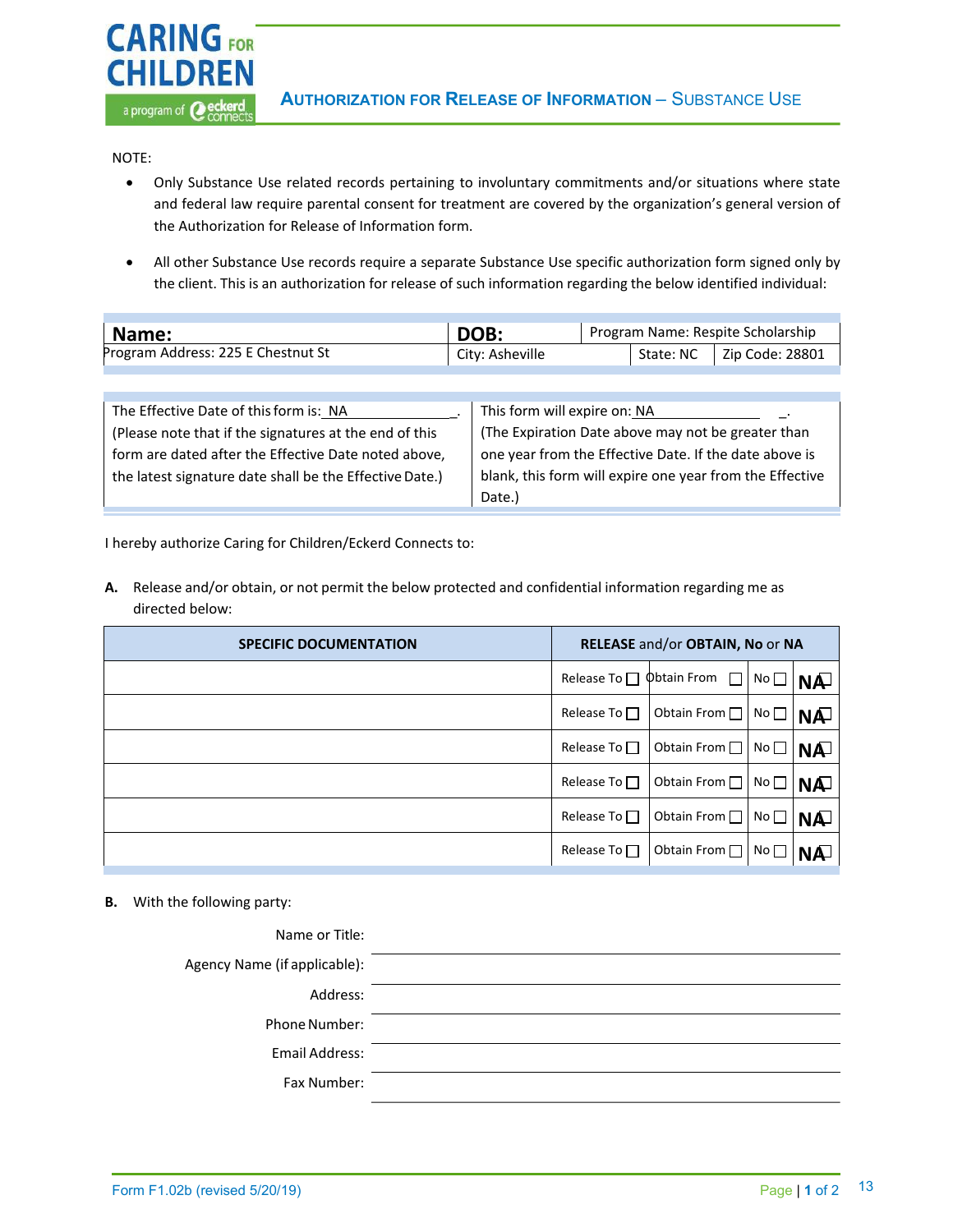# CARING FOR CHILDREN

a program of eckerd connects

## AUTHORIZATION FOR RELEASE OF INFORMATION – SUBSTANCE USE

NOTE:

- Only Substance Use related records pertaining to involuntary commitments and/or situations where state and federal law require parental consent for treatment are covered by the organization's general version of the Authorization for Release of Information form.
- All other Substance Use records require a separate Substance Use specific authorization form signed only by the client. This is an authorization for release of such information regarding the below identified individual:

| **Name:** | **DOB:** | Program Name: Respite Scholarship | |
|---|---|---|---|
| Program Address: 225 E Chestnut St | City: Asheville | State: NC | Zip Code: 28801 |

| The Effective Date of this form is: NA. (Please note that if the signatures at the end of this form are dated after the Effective Date noted above, the latest signature date shall be the Effective Date.) | This form will expire on: NA. (The Expiration Date above may not be greater than one year from the Effective Date. If the date above is blank, this form will expire one year from the Effective Date.) |
|---|---|

I hereby authorize Caring for Children/Eckerd Connects to:

**A.** Release and/or obtain, or not permit the below protected and confidential information regarding me as directed below:

| SPECIFIC DOCUMENTATION | **RELEASE** and/or **OBTAIN**, **No** or **NA** | | | |
|---|---|---|---|---|
| | Release To ☐ | Obtain From ☐ | No ☐ | NA ☐ |
| | Release To ☐ | Obtain From ☐ | No ☐ | NA ☐ |
| | Release To ☐ | Obtain From ☐ | No ☐ | NA ☐ |
| | Release To ☐ | Obtain From ☐ | No ☐ | NA ☐ |
| | Release To ☐ | Obtain From ☐ | No ☐ | NA ☐ |
| | Release To ☐ | Obtain From ☐ | No ☐ | NA ☐ |

**B.** With the following party:

Name or Title: ______________________

Agency Name (if applicable): ______________________

Address: ______________________

Phone Number: ______________________

Email Address: ______________________

Fax Number: ______________________

Form F1.02b (revised 5/20/19)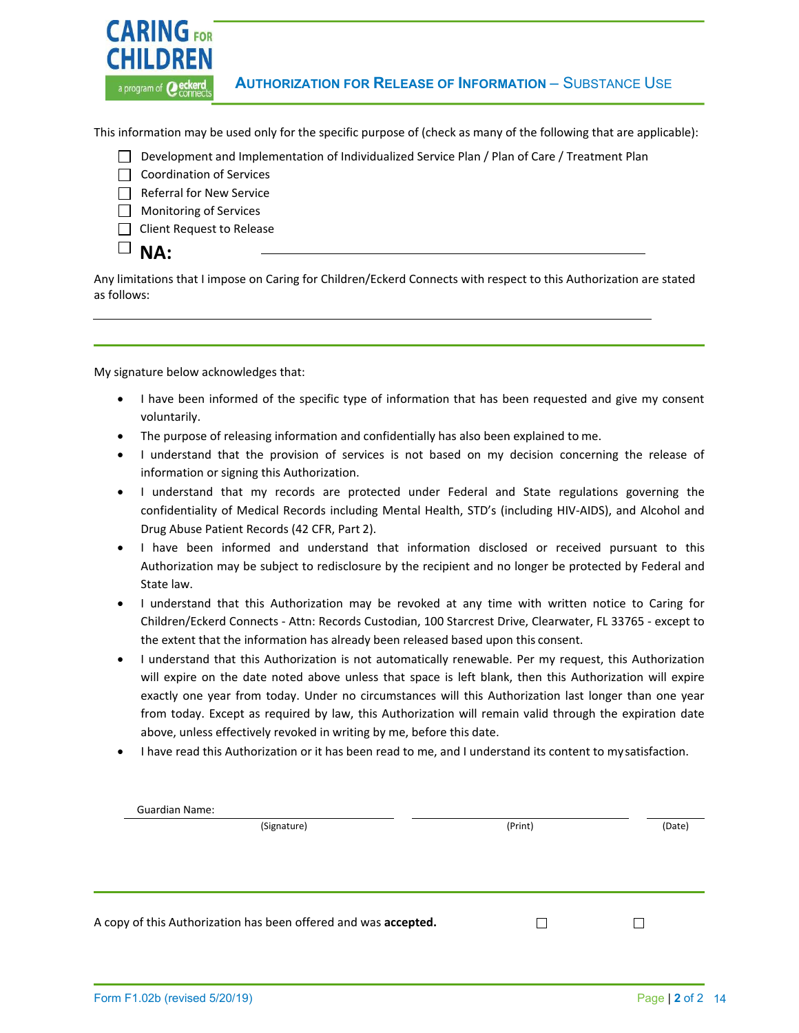CARING FOR CHILDREN

a program of eckerd connects

## AUTHORIZATION FOR RELEASE OF INFORMATION – SUBSTANCE USE

This information may be used only for the specific purpose of (check as many of the following that are applicable):

- ☐ Development and Implementation of Individualized Service Plan / Plan of Care / Treatment Plan
- ☐ Coordination of Services
- ☐ Referral for New Service
- ☐ Monitoring of Services
- ☐ Client Request to Release
- ☐ **NA:** ______________________________

Any limitations that I impose on Caring for Children/Eckerd Connects with respect to this Authorization are stated as follows:

______________________________________________________________

My signature below acknowledges that:

- I have been informed of the specific type of information that has been requested and give my consent voluntarily.
- The purpose of releasing information and confidentially has also been explained to me.
- I understand that the provision of services is not based on my decision concerning the release of information or signing this Authorization.
- I understand that my records are protected under Federal and State regulations governing the confidentiality of Medical Records including Mental Health, STD's (including HIV-AIDS), and Alcohol and Drug Abuse Patient Records (42 CFR, Part 2).
- I have been informed and understand that information disclosed or received pursuant to this Authorization may be subject to redisclosure by the recipient and no longer be protected by Federal and State law.
- I understand that this Authorization may be revoked at any time with written notice to Caring for Children/Eckerd Connects - Attn: Records Custodian, 100 Starcrest Drive, Clearwater, FL 33765 - except to the extent that the information has already been released based upon this consent.
- I understand that this Authorization is not automatically renewable. Per my request, this Authorization will expire on the date noted above unless that space is left blank, then this Authorization will expire exactly one year from today. Under no circumstances will this Authorization last longer than one year from today. Except as required by law, this Authorization will remain valid through the expiration date above, unless effectively revoked in writing by me, before this date.
- I have read this Authorization or it has been read to me, and I understand its content to my satisfaction.

Guardian Name: ______________________ ______________________ __________

(Signature) (Print) (Date)

A copy of this Authorization has been offered and was **accepted.** ☐ ☐

Form F1.02b (revised 5/20/19)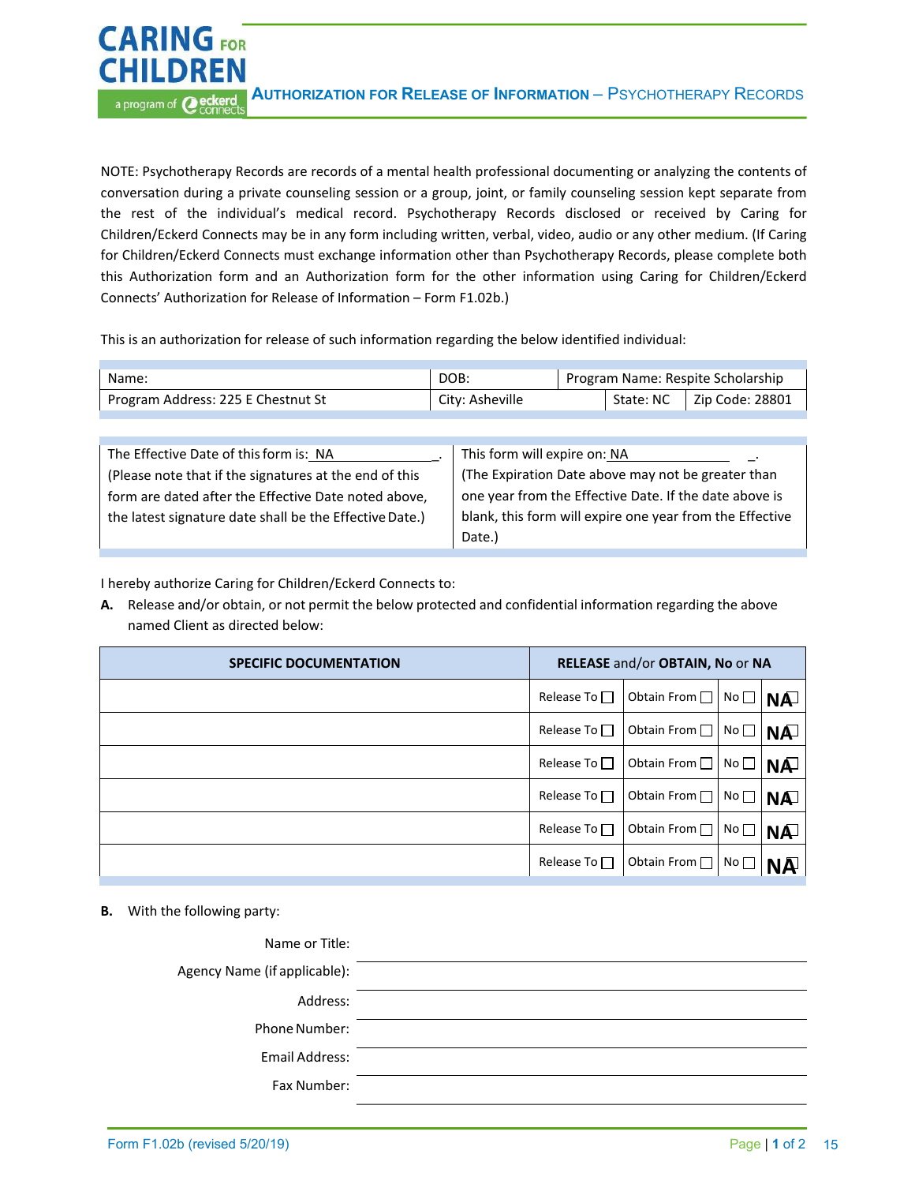# CARING FOR CHILDREN

a program of eckerd connects

## AUTHORIZATION FOR RELEASE OF INFORMATION – PSYCHOTHERAPY RECORDS

NOTE: Psychotherapy Records are records of a mental health professional documenting or analyzing the contents of conversation during a private counseling session or a group, joint, or family counseling session kept separate from the rest of the individual's medical record. Psychotherapy Records disclosed or received by Caring for Children/Eckerd Connects may be in any form including written, verbal, video, audio or any other medium. (If Caring for Children/Eckerd Connects must exchange information other than Psychotherapy Records, please complete both this Authorization form and an Authorization form for the other information using Caring for Children/Eckerd Connects' Authorization for Release of Information – Form F1.02b.)

This is an authorization for release of such information regarding the below identified individual:

| Name: | DOB: | | Program Name: Respite Scholarship |
|---|---|---|---|
| Program Address: 225 E Chestnut St | City: Asheville | State: NC | Zip Code: 28801 |

| The Effective Date of this form is: NA | This form will expire on: NA |
|---|---|
| (Please note that if the signatures at the end of this form are dated after the Effective Date noted above, the latest signature date shall be the Effective Date.) | (The Expiration Date above may not be greater than one year from the Effective Date. If the date above is blank, this form will expire one year from the Effective Date.) |

I hereby authorize Caring for Children/Eckerd Connects to:

**A.** Release and/or obtain, or not permit the below protected and confidential information regarding the above named Client as directed below:

| SPECIFIC DOCUMENTATION | RELEASE and/or OBTAIN, No or NA | | | |
|---|---|---|---|---|
| | Release To ☐ | Obtain From ☐ | No ☐ | NA ☐ |
| | Release To ☐ | Obtain From ☐ | No ☐ | NA ☐ |
| | Release To ☐ | Obtain From ☐ | No ☐ | NA ☐ |
| | Release To ☐ | Obtain From ☐ | No ☐ | NA ☐ |
| | Release To ☐ | Obtain From ☐ | No ☐ | NA ☐ |
| | Release To ☐ | Obtain From ☐ | No ☐ | NA ☐ |

**B.** With the following party:

Name or Title: ______________________

Agency Name (if applicable): ______________________

Address: ______________________

Phone Number: ______________________

Email Address: ______________________

Fax Number: ______________________

Form F1.02b (revised 5/20/19)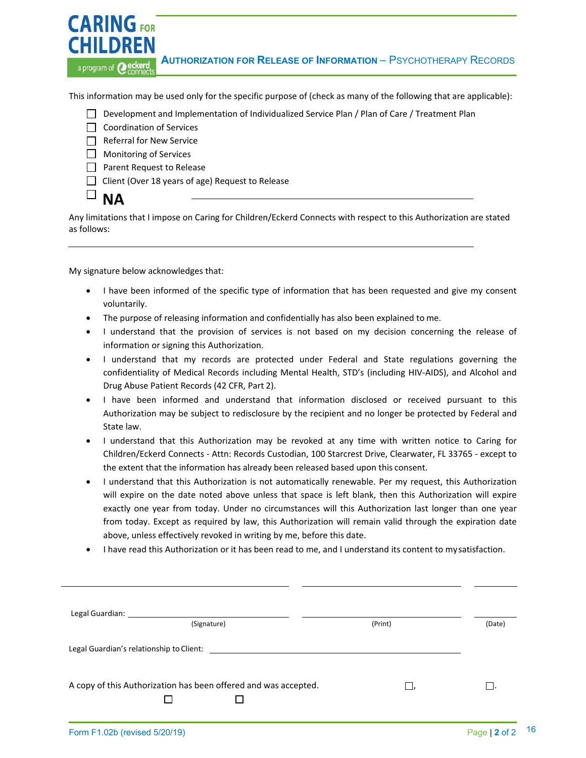CARING FOR CHILDREN
a program of eckerd connects

## AUTHORIZATION FOR RELEASE OF INFORMATION – PSYCHOTHERAPY RECORDS

This information may be used only for the specific purpose of (check as many of the following that are applicable):

- ☐ Development and Implementation of Individualized Service Plan / Plan of Care / Treatment Plan
- ☐ Coordination of Services
- ☐ Referral for New Service
- ☐ Monitoring of Services
- ☐ Parent Request to Release
- ☐ Client (Over 18 years of age) Request to Release
- ☐ **NA** ______________________________

Any limitations that I impose on Caring for Children/Eckerd Connects with respect to this Authorization are stated as follows:

______________________________________________

My signature below acknowledges that:

- I have been informed of the specific type of information that has been requested and give my consent voluntarily.
- The purpose of releasing information and confidentially has also been explained to me.
- I understand that the provision of services is not based on my decision concerning the release of information or signing this Authorization.
- I understand that my records are protected under Federal and State regulations governing the confidentiality of Medical Records including Mental Health, STD's (including HIV-AIDS), and Alcohol and Drug Abuse Patient Records (42 CFR, Part 2).
- I have been informed and understand that information disclosed or received pursuant to this Authorization may be subject to redisclosure by the recipient and no longer be protected by Federal and State law.
- I understand that this Authorization may be revoked at any time with written notice to Caring for Children/Eckerd Connects - Attn: Records Custodian, 100 Starcrest Drive, Clearwater, FL 33765 - except to the extent that the information has already been released based upon this consent.
- I understand that this Authorization is not automatically renewable. Per my request, this Authorization will expire on the date noted above unless that space is left blank, then this Authorization will expire exactly one year from today. Under no circumstances will this Authorization last longer than one year from today. Except as required by law, this Authorization will remain valid through the expiration date above, unless effectively revoked in writing by me, before this date.
- I have read this Authorization or it has been read to me, and I understand its content to my satisfaction.

______________________ ______________________ __________

Legal Guardian: ______________________ ______________________ __________

(Signature) (Print) (Date)

Legal Guardian's relationship to Client: ______________________

A copy of this Authorization has been offered and was accepted. ☐, ☐.

☐ ☐

Form F1.02b (revised 5/20/19)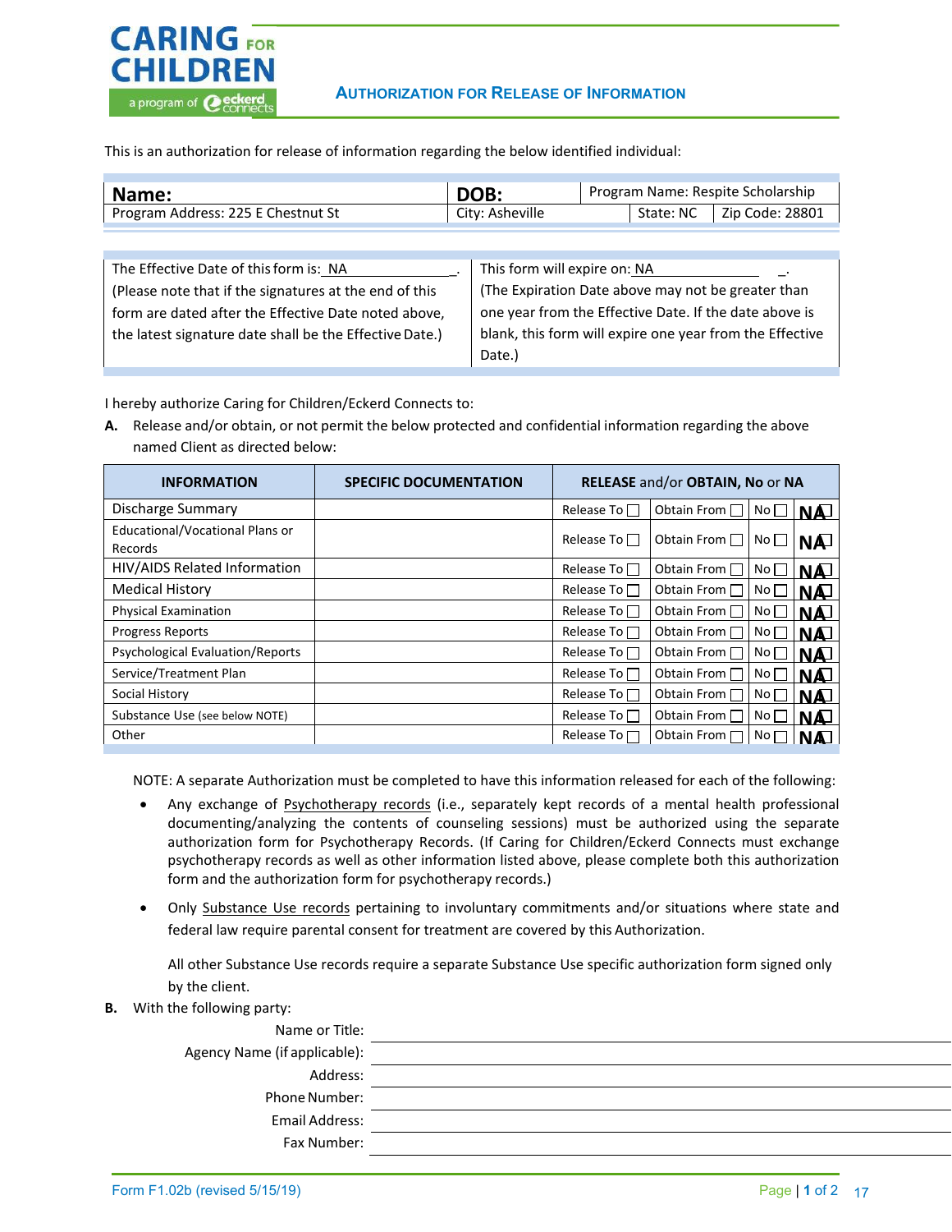CARING FOR CHILDREN
a program of eckerd connects

## AUTHORIZATION FOR RELEASE OF INFORMATION

This is an authorization for release of information regarding the below identified individual:

| **Name:** | **DOB:** | Program Name: Respite Scholarship | |
|---|---|---|---|
| Program Address: 225 E Chestnut St | City: Asheville | State: NC | Zip Code: 28801 |

| The Effective Date of this form is: NA . (Please note that if the signatures at the end of this form are dated after the Effective Date noted above, the latest signature date shall be the Effective Date.) | This form will expire on: NA . (The Expiration Date above may not be greater than one year from the Effective Date. If the date above is blank, this form will expire one year from the Effective Date.) |
|---|---|

I hereby authorize Caring for Children/Eckerd Connects to:

**A.** Release and/or obtain, or not permit the below protected and confidential information regarding the above named Client as directed below:

| INFORMATION | SPECIFIC DOCUMENTATION | RELEASE and/or OBTAIN, No or NA | | | |
|---|---|---|---|---|---|
| Discharge Summary | | Release To ☐ | Obtain From ☐ | No ☐ | NA ☐ |
| Educational/Vocational Plans or Records | | Release To ☐ | Obtain From ☐ | No ☐ | NA ☐ |
| HIV/AIDS Related Information | | Release To ☐ | Obtain From ☐ | No ☐ | NA ☐ |
| Medical History | | Release To ☐ | Obtain From ☐ | No ☐ | NA ☐ |
| Physical Examination | | Release To ☐ | Obtain From ☐ | No ☐ | NA ☐ |
| Progress Reports | | Release To ☐ | Obtain From ☐ | No ☐ | NA ☐ |
| Psychological Evaluation/Reports | | Release To ☐ | Obtain From ☐ | No ☐ | NA ☐ |
| Service/Treatment Plan | | Release To ☐ | Obtain From ☐ | No ☐ | NA ☐ |
| Social History | | Release To ☐ | Obtain From ☐ | No ☐ | NA ☐ |
| Substance Use (see below NOTE) | | Release To ☐ | Obtain From ☐ | No ☐ | NA ☐ |
| Other | | Release To ☐ | Obtain From ☐ | No ☐ | NA ☐ |

NOTE: A separate Authorization must be completed to have this information released for each of the following:

- Any exchange of Psychotherapy records (i.e., separately kept records of a mental health professional documenting/analyzing the contents of counseling sessions) must be authorized using the separate authorization form for Psychotherapy Records. (If Caring for Children/Eckerd Connects must exchange psychotherapy records as well as other information listed above, please complete both this authorization form and the authorization form for psychotherapy records.)
- Only Substance Use records pertaining to involuntary commitments and/or situations where state and federal law require parental consent for treatment are covered by this Authorization.

  All other Substance Use records require a separate Substance Use specific authorization form signed only by the client.

**B.** With the following party:

Name or Title: ______________________

Agency Name (if applicable): ______________________

Address: ______________________

Phone Number: ______________________

Email Address: ______________________

Fax Number: ______________________

Form F1.02b (revised 5/15/19)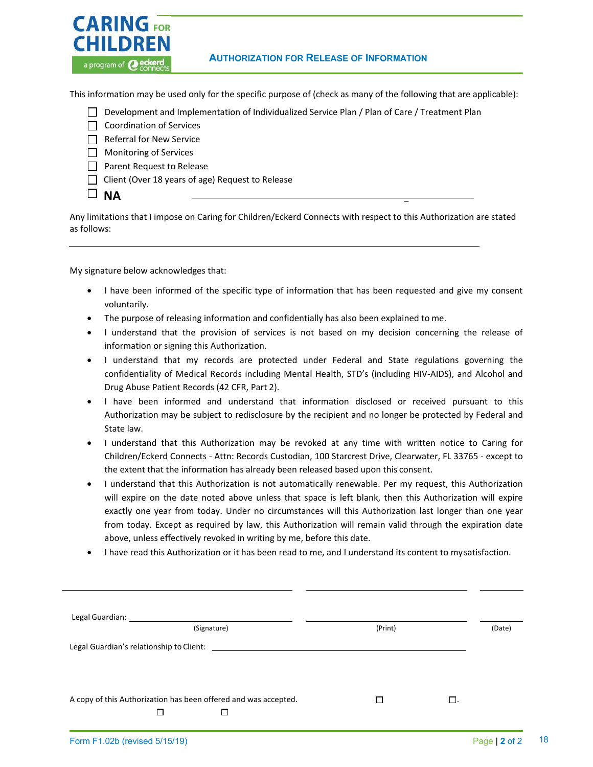## Authorization for Release of Information

This information may be used only for the specific purpose of (check as many of the following that are applicable):

- ☐ Development and Implementation of Individualized Service Plan / Plan of Care / Treatment Plan
- ☐ Coordination of Services
- ☐ Referral for New Service
- ☐ Monitoring of Services
- ☐ Parent Request to Release
- ☐ Client (Over 18 years of age) Request to Release
- ☐ **NA** \_\_\_\_\_\_\_\_\_\_\_\_\_\_\_\_\_\_\_\_\_\_\_\_\_\_\_\_\_\_\_\_\_\_\_\_\_\_

Any limitations that I impose on Caring for Children/Eckerd Connects with respect to this Authorization are stated as follows:

\_\_\_\_\_\_\_\_\_\_\_\_\_\_\_\_\_\_\_\_\_\_\_\_\_\_\_\_\_\_\_\_\_\_\_\_\_\_\_\_\_\_\_\_\_\_\_\_\_\_\_\_\_\_\_\_\_\_\_\_

My signature below acknowledges that:

- I have been informed of the specific type of information that has been requested and give my consent voluntarily.
- The purpose of releasing information and confidentially has also been explained to me.
- I understand that the provision of services is not based on my decision concerning the release of information or signing this Authorization.
- I understand that my records are protected under Federal and State regulations governing the confidentiality of Medical Records including Mental Health, STD's (including HIV-AIDS), and Alcohol and Drug Abuse Patient Records (42 CFR, Part 2).
- I have been informed and understand that information disclosed or received pursuant to this Authorization may be subject to redisclosure by the recipient and no longer be protected by Federal and State law.
- I understand that this Authorization may be revoked at any time with written notice to Caring for Children/Eckerd Connects - Attn: Records Custodian, 100 Starcrest Drive, Clearwater, FL 33765 - except to the extent that the information has already been released based upon this consent.
- I understand that this Authorization is not automatically renewable. Per my request, this Authorization will expire on the date noted above unless that space is left blank, then this Authorization will expire exactly one year from today. Under no circumstances will this Authorization last longer than one year from today. Except as required by law, this Authorization will remain valid through the expiration date above, unless effectively revoked in writing by me, before this date.
- I have read this Authorization or it has been read to me, and I understand its content to my satisfaction.

\_\_\_\_\_\_\_\_\_\_\_\_\_\_\_\_\_\_\_\_\_\_\_\_\_\_\_\_ \_\_\_\_\_\_\_\_\_\_\_\_\_\_\_\_\_\_\_\_\_\_\_\_ \_\_\_\_\_\_\_\_

Legal Guardian: \_\_\_\_\_\_\_\_\_\_\_\_\_\_\_\_\_\_\_\_\_\_\_\_ \_\_\_\_\_\_\_\_\_\_\_\_\_\_\_\_\_\_\_\_\_\_\_\_ \_\_\_\_\_\_\_\_

(Signature) (Print) (Date)

Legal Guardian's relationship to Client: \_\_\_\_\_\_\_\_\_\_\_\_\_\_\_\_\_\_\_\_\_\_\_\_\_\_\_\_\_\_\_\_\_\_\_\_

A copy of this Authorization has been offered and was accepted. ☐ ☐.

☐ ☐

Form F1.02b (revised 5/15/19)